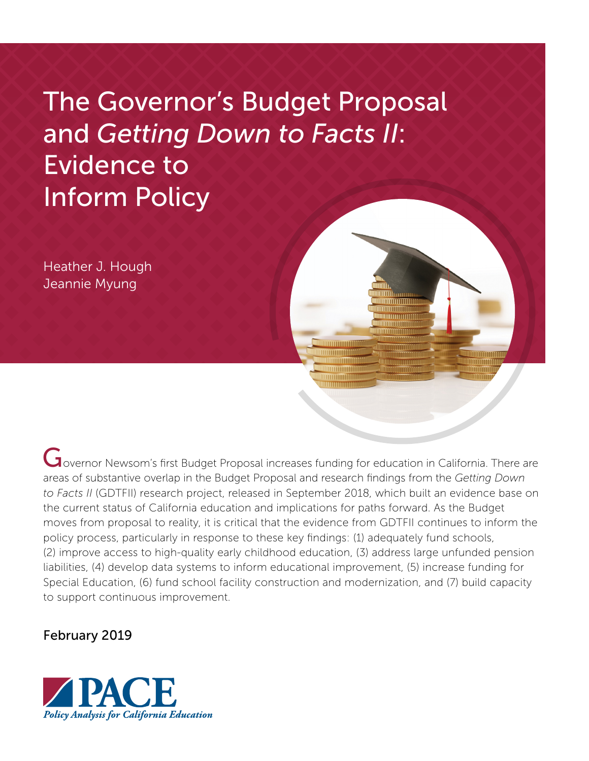# The Governor's Budget Proposal and *Getting Down to Facts II*: Evidence to Inform Policy

Heather J. Hough
Jeannie Myung

Governor Newsom's first Budget Proposal increases funding for education in California. There are areas of substantive overlap in the Budget Proposal and research findings from the *Getting Down to Facts II* (GDTFII) research project, released in September 2018, which built an evidence base on the current status of California education and implications for paths forward. As the Budget moves from proposal to reality, it is critical that the evidence from GDTFII continues to inform the policy process, particularly in response to these key findings: (1) adequately fund schools, (2) improve access to high-quality early childhood education, (3) address large unfunded pension liabilities, (4) develop data systems to inform educational improvement, (5) increase funding for Special Education, (6) fund school facility construction and modernization, and (7) build capacity to support continuous improvement.

February 2019

PACE
*Policy Analysis for California Education*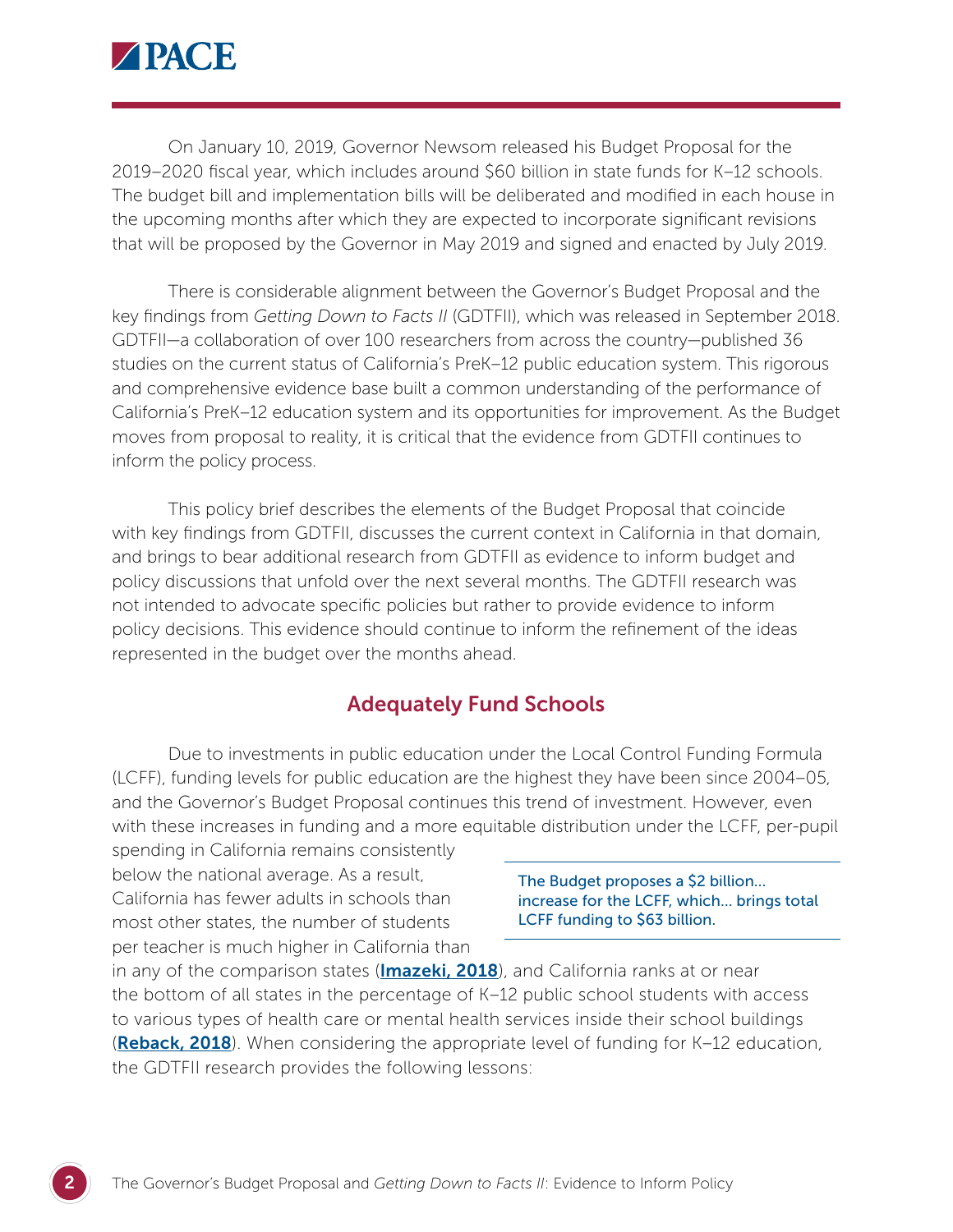On January 10, 2019, Governor Newsom released his Budget Proposal for the 2019–2020 fiscal year, which includes around $60 billion in state funds for K–12 schools. The budget bill and implementation bills will be deliberated and modified in each house in the upcoming months after which they are expected to incorporate significant revisions that will be proposed by the Governor in May 2019 and signed and enacted by July 2019.

There is considerable alignment between the Governor's Budget Proposal and the key findings from *Getting Down to Facts II* (GDTFII), which was released in September 2018. GDTFII—a collaboration of over 100 researchers from across the country—published 36 studies on the current status of California's PreK–12 public education system. This rigorous and comprehensive evidence base built a common understanding of the performance of California's PreK–12 education system and its opportunities for improvement. As the Budget moves from proposal to reality, it is critical that the evidence from GDTFII continues to inform the policy process.

This policy brief describes the elements of the Budget Proposal that coincide with key findings from GDTFII, discusses the current context in California in that domain, and brings to bear additional research from GDTFII as evidence to inform budget and policy discussions that unfold over the next several months. The GDTFII research was not intended to advocate specific policies but rather to provide evidence to inform policy decisions. This evidence should continue to inform the refinement of the ideas represented in the budget over the months ahead.

## Adequately Fund Schools

Due to investments in public education under the Local Control Funding Formula (LCFF), funding levels for public education are the highest they have been since 2004–05, and the Governor's Budget Proposal continues this trend of investment. However, even with these increases in funding and a more equitable distribution under the LCFF, per-pupil spending in California remains consistently below the national average. As a result, California has fewer adults in schools than most other states, the number of students per teacher is much higher in California than in any of the comparison states (**Imazeki, 2018**), and California ranks at or near the bottom of all states in the percentage of K–12 public school students with access to various types of health care or mental health services inside their school buildings (**Reback, 2018**). When considering the appropriate level of funding for K–12 education, the GDTFII research provides the following lessons:

> The Budget proposes a $2 billion... increase for the LCFF, which... brings total LCFF funding to $63 billion.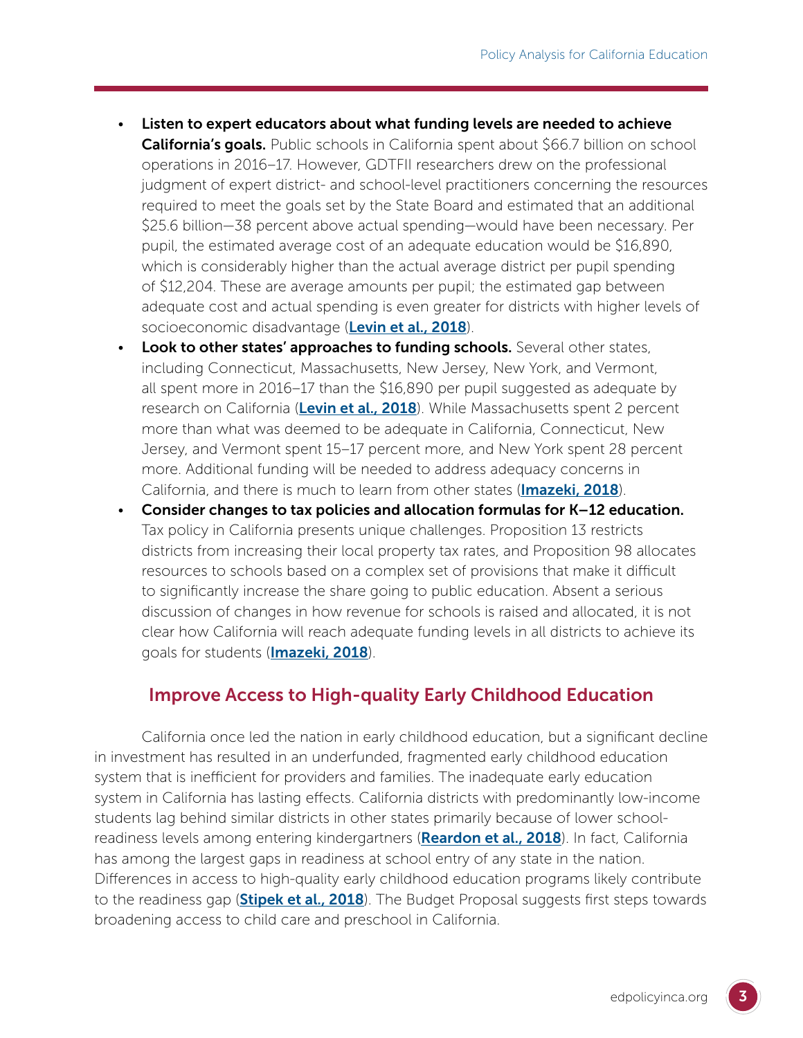- **Listen to expert educators about what funding levels are needed to achieve California's goals.** Public schools in California spent about $66.7 billion on school operations in 2016–17. However, GDTFII researchers drew on the professional judgment of expert district- and school-level practitioners concerning the resources required to meet the goals set by the State Board and estimated that an additional $25.6 billion—38 percent above actual spending—would have been necessary. Per pupil, the estimated average cost of an adequate education would be $16,890, which is considerably higher than the actual average district per pupil spending of $12,204. These are average amounts per pupil; the estimated gap between adequate cost and actual spending is even greater for districts with higher levels of socioeconomic disadvantage (**Levin et al., 2018**).
- **Look to other states' approaches to funding schools.** Several other states, including Connecticut, Massachusetts, New Jersey, New York, and Vermont, all spent more in 2016–17 than the $16,890 per pupil suggested as adequate by research on California (**Levin et al., 2018**). While Massachusetts spent 2 percent more than what was deemed to be adequate in California, Connecticut, New Jersey, and Vermont spent 15–17 percent more, and New York spent 28 percent more. Additional funding will be needed to address adequacy concerns in California, and there is much to learn from other states (**Imazeki, 2018**).
- **Consider changes to tax policies and allocation formulas for K–12 education.** Tax policy in California presents unique challenges. Proposition 13 restricts districts from increasing their local property tax rates, and Proposition 98 allocates resources to schools based on a complex set of provisions that make it difficult to significantly increase the share going to public education. Absent a serious discussion of changes in how revenue for schools is raised and allocated, it is not clear how California will reach adequate funding levels in all districts to achieve its goals for students (**Imazeki, 2018**).

## Improve Access to High-quality Early Childhood Education

California once led the nation in early childhood education, but a significant decline in investment has resulted in an underfunded, fragmented early childhood education system that is inefficient for providers and families. The inadequate early education system in California has lasting effects. California districts with predominantly low-income students lag behind similar districts in other states primarily because of lower school-readiness levels among entering kindergartners (**Reardon et al., 2018**). In fact, California has among the largest gaps in readiness at school entry of any state in the nation. Differences in access to high-quality early childhood education programs likely contribute to the readiness gap (**Stipek et al., 2018**). The Budget Proposal suggests first steps towards broadening access to child care and preschool in California.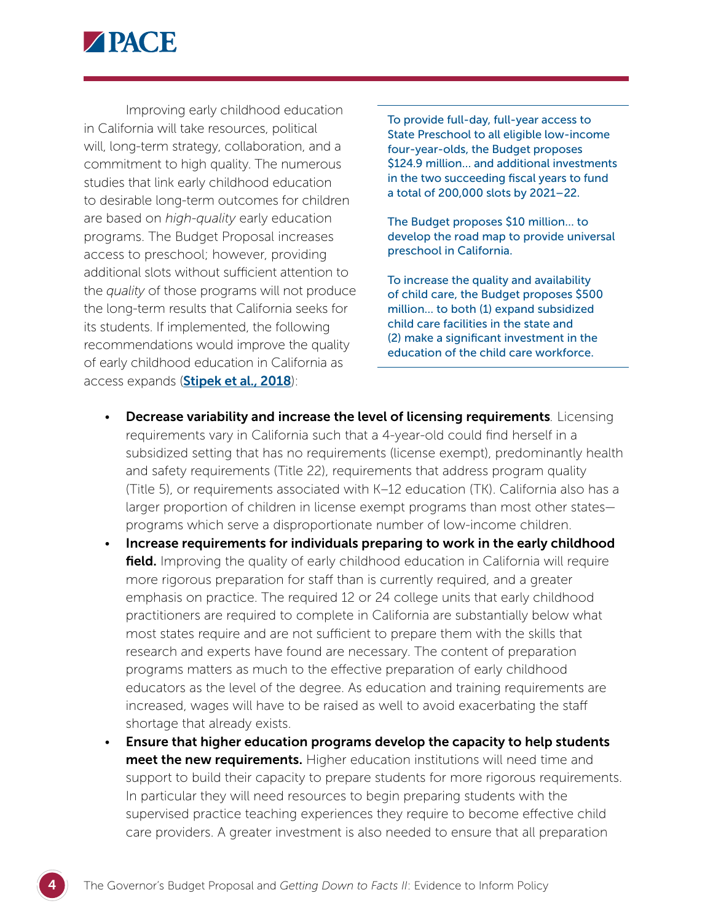Improving early childhood education in California will take resources, political will, long-term strategy, collaboration, and a commitment to high quality. The numerous studies that link early childhood education to desirable long-term outcomes for children are based on *high-quality* early education programs. The Budget Proposal increases access to preschool; however, providing additional slots without sufficient attention to the *quality* of those programs will not produce the long-term results that California seeks for its students. If implemented, the following recommendations would improve the quality of early childhood education in California as access expands ([Stipek et al., 2018](#)):

> To provide full-day, full-year access to State Preschool to all eligible low-income four-year-olds, the Budget proposes $124.9 million... and additional investments in the two succeeding fiscal years to fund a total of 200,000 slots by 2021–22.
>
> The Budget proposes $10 million... to develop the road map to provide universal preschool in California.
>
> To increase the quality and availability of child care, the Budget proposes $500 million... to both (1) expand subsidized child care facilities in the state and (2) make a significant investment in the education of the child care workforce.

- **Decrease variability and increase the level of licensing requirements**. Licensing requirements vary in California such that a 4-year-old could find herself in a subsidized setting that has no requirements (license exempt), predominantly health and safety requirements (Title 22), requirements that address program quality (Title 5), or requirements associated with K–12 education (TK). California also has a larger proportion of children in license exempt programs than most other states—programs which serve a disproportionate number of low-income children.
- **Increase requirements for individuals preparing to work in the early childhood field.** Improving the quality of early childhood education in California will require more rigorous preparation for staff than is currently required, and a greater emphasis on practice. The required 12 or 24 college units that early childhood practitioners are required to complete in California are substantially below what most states require and are not sufficient to prepare them with the skills that research and experts have found are necessary. The content of preparation programs matters as much to the effective preparation of early childhood educators as the level of the degree. As education and training requirements are increased, wages will have to be raised as well to avoid exacerbating the staff shortage that already exists.
- **Ensure that higher education programs develop the capacity to help students meet the new requirements.** Higher education institutions will need time and support to build their capacity to prepare students for more rigorous requirements. In particular they will need resources to begin preparing students with the supervised practice teaching experiences they require to become effective child care providers. A greater investment is also needed to ensure that all preparation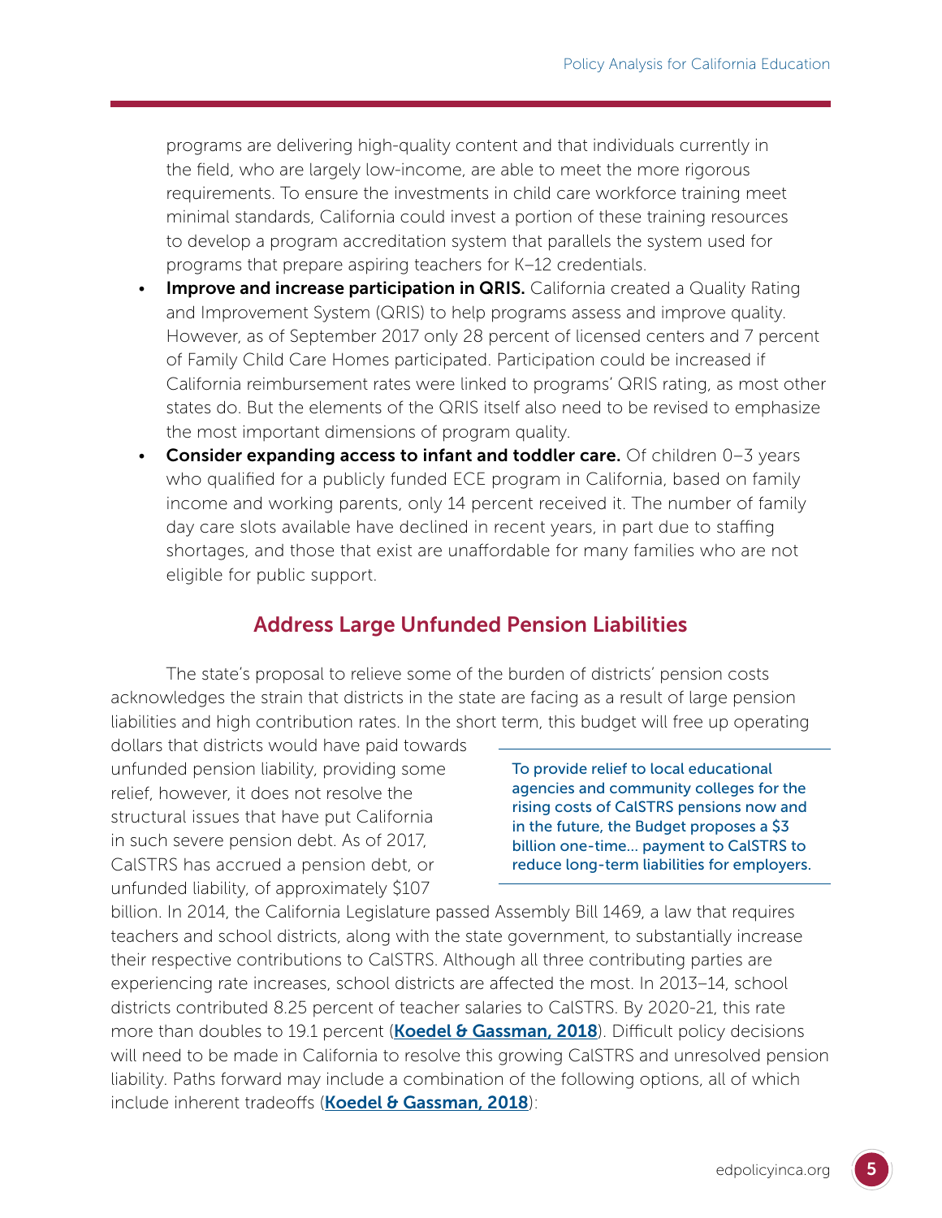programs are delivering high-quality content and that individuals currently in the field, who are largely low-income, are able to meet the more rigorous requirements. To ensure the investments in child care workforce training meet minimal standards, California could invest a portion of these training resources to develop a program accreditation system that parallels the system used for programs that prepare aspiring teachers for K–12 credentials.

- **Improve and increase participation in QRIS.** California created a Quality Rating and Improvement System (QRIS) to help programs assess and improve quality. However, as of September 2017 only 28 percent of licensed centers and 7 percent of Family Child Care Homes participated. Participation could be increased if California reimbursement rates were linked to programs' QRIS rating, as most other states do. But the elements of the QRIS itself also need to be revised to emphasize the most important dimensions of program quality.
- **Consider expanding access to infant and toddler care.** Of children 0–3 years who qualified for a publicly funded ECE program in California, based on family income and working parents, only 14 percent received it. The number of family day care slots available have declined in recent years, in part due to staffing shortages, and those that exist are unaffordable for many families who are not eligible for public support.

## Address Large Unfunded Pension Liabilities

The state's proposal to relieve some of the burden of districts' pension costs acknowledges the strain that districts in the state are facing as a result of large pension liabilities and high contribution rates. In the short term, this budget will free up operating dollars that districts would have paid towards unfunded pension liability, providing some relief, however, it does not resolve the structural issues that have put California in such severe pension debt. As of 2017, CalSTRS has accrued a pension debt, or unfunded liability, of approximately $107 billion. In 2014, the California Legislature passed Assembly Bill 1469, a law that requires teachers and school districts, along with the state government, to substantially increase their respective contributions to CalSTRS. Although all three contributing parties are experiencing rate increases, school districts are affected the most. In 2013–14, school districts contributed 8.25 percent of teacher salaries to CalSTRS. By 2020-21, this rate more than doubles to 19.1 percent (**Koedel & Gassman, 2018**). Difficult policy decisions will need to be made in California to resolve this growing CalSTRS and unresolved pension liability. Paths forward may include a combination of the following options, all of which include inherent tradeoffs (**Koedel & Gassman, 2018**):

> To provide relief to local educational agencies and community colleges for the rising costs of CalSTRS pensions now and in the future, the Budget proposes a $3 billion one-time... payment to CalSTRS to reduce long-term liabilities for employers.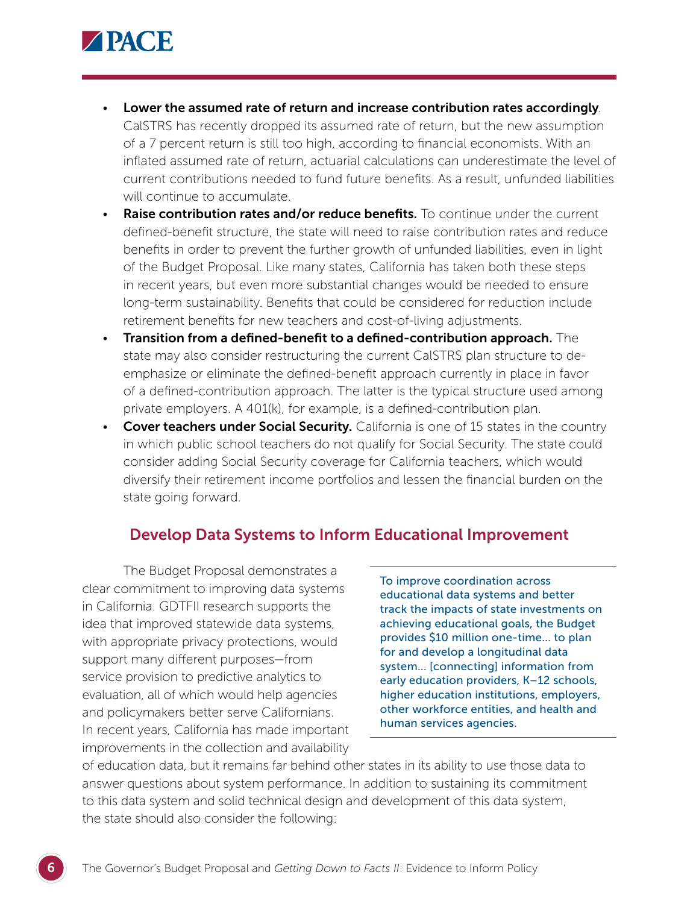- **Lower the assumed rate of return and increase contribution rates accordingly**. CalSTRS has recently dropped its assumed rate of return, but the new assumption of a 7 percent return is still too high, according to financial economists. With an inflated assumed rate of return, actuarial calculations can underestimate the level of current contributions needed to fund future benefits. As a result, unfunded liabilities will continue to accumulate.
- **Raise contribution rates and/or reduce benefits.** To continue under the current defined-benefit structure, the state will need to raise contribution rates and reduce benefits in order to prevent the further growth of unfunded liabilities, even in light of the Budget Proposal. Like many states, California has taken both these steps in recent years, but even more substantial changes would be needed to ensure long-term sustainability. Benefits that could be considered for reduction include retirement benefits for new teachers and cost-of-living adjustments.
- **Transition from a defined-benefit to a defined-contribution approach.** The state may also consider restructuring the current CalSTRS plan structure to de-emphasize or eliminate the defined-benefit approach currently in place in favor of a defined-contribution approach. The latter is the typical structure used among private employers. A 401(k), for example, is a defined-contribution plan.
- **Cover teachers under Social Security.** California is one of 15 states in the country in which public school teachers do not qualify for Social Security. The state could consider adding Social Security coverage for California teachers, which would diversify their retirement income portfolios and lessen the financial burden on the state going forward.

## Develop Data Systems to Inform Educational Improvement

> To improve coordination across educational data systems and better track the impacts of state investments on achieving educational goals, the Budget provides $10 million one-time… to plan for and develop a longitudinal data system… [connecting] information from early education providers, K–12 schools, higher education institutions, employers, other workforce entities, and health and human services agencies.

The Budget Proposal demonstrates a clear commitment to improving data systems in California. GDTFII research supports the idea that improved statewide data systems, with appropriate privacy protections, would support many different purposes—from service provision to predictive analytics to evaluation, all of which would help agencies and policymakers better serve Californians. In recent years, California has made important improvements in the collection and availability of education data, but it remains far behind other states in its ability to use those data to answer questions about system performance. In addition to sustaining its commitment to this data system and solid technical design and development of this data system, the state should also consider the following: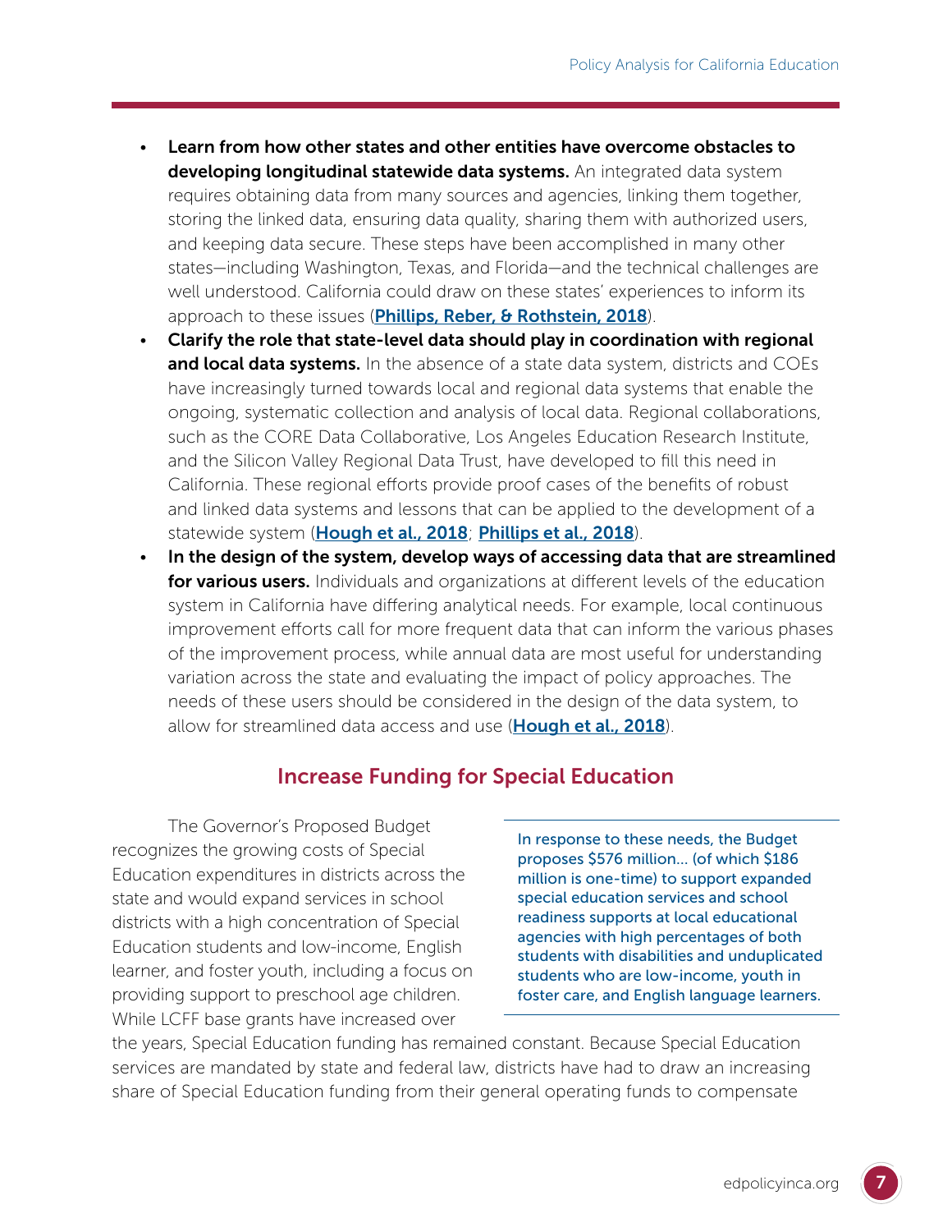- **Learn from how other states and other entities have overcome obstacles to developing longitudinal statewide data systems.** An integrated data system requires obtaining data from many sources and agencies, linking them together, storing the linked data, ensuring data quality, sharing them with authorized users, and keeping data secure. These steps have been accomplished in many other states—including Washington, Texas, and Florida—and the technical challenges are well understood. California could draw on these states' experiences to inform its approach to these issues (**Phillips, Reber, & Rothstein, 2018**).
- **Clarify the role that state-level data should play in coordination with regional and local data systems.** In the absence of a state data system, districts and COEs have increasingly turned towards local and regional data systems that enable the ongoing, systematic collection and analysis of local data. Regional collaborations, such as the CORE Data Collaborative, Los Angeles Education Research Institute, and the Silicon Valley Regional Data Trust, have developed to fill this need in California. These regional efforts provide proof cases of the benefits of robust and linked data systems and lessons that can be applied to the development of a statewide system (**Hough et al., 2018**; **Phillips et al., 2018**).
- **In the design of the system, develop ways of accessing data that are streamlined for various users.** Individuals and organizations at different levels of the education system in California have differing analytical needs. For example, local continuous improvement efforts call for more frequent data that can inform the various phases of the improvement process, while annual data are most useful for understanding variation across the state and evaluating the impact of policy approaches. The needs of these users should be considered in the design of the data system, to allow for streamlined data access and use (**Hough et al., 2018**).

## Increase Funding for Special Education

The Governor's Proposed Budget recognizes the growing costs of Special Education expenditures in districts across the state and would expand services in school districts with a high concentration of Special Education students and low-income, English learner, and foster youth, including a focus on providing support to preschool age children. While LCFF base grants have increased over the years, Special Education funding has remained constant. Because Special Education services are mandated by state and federal law, districts have had to draw an increasing share of Special Education funding from their general operating funds to compensate

> In response to these needs, the Budget proposes $576 million... (of which $186 million is one-time) to support expanded special education services and school readiness supports at local educational agencies with high percentages of both students with disabilities and unduplicated students who are low-income, youth in foster care, and English language learners.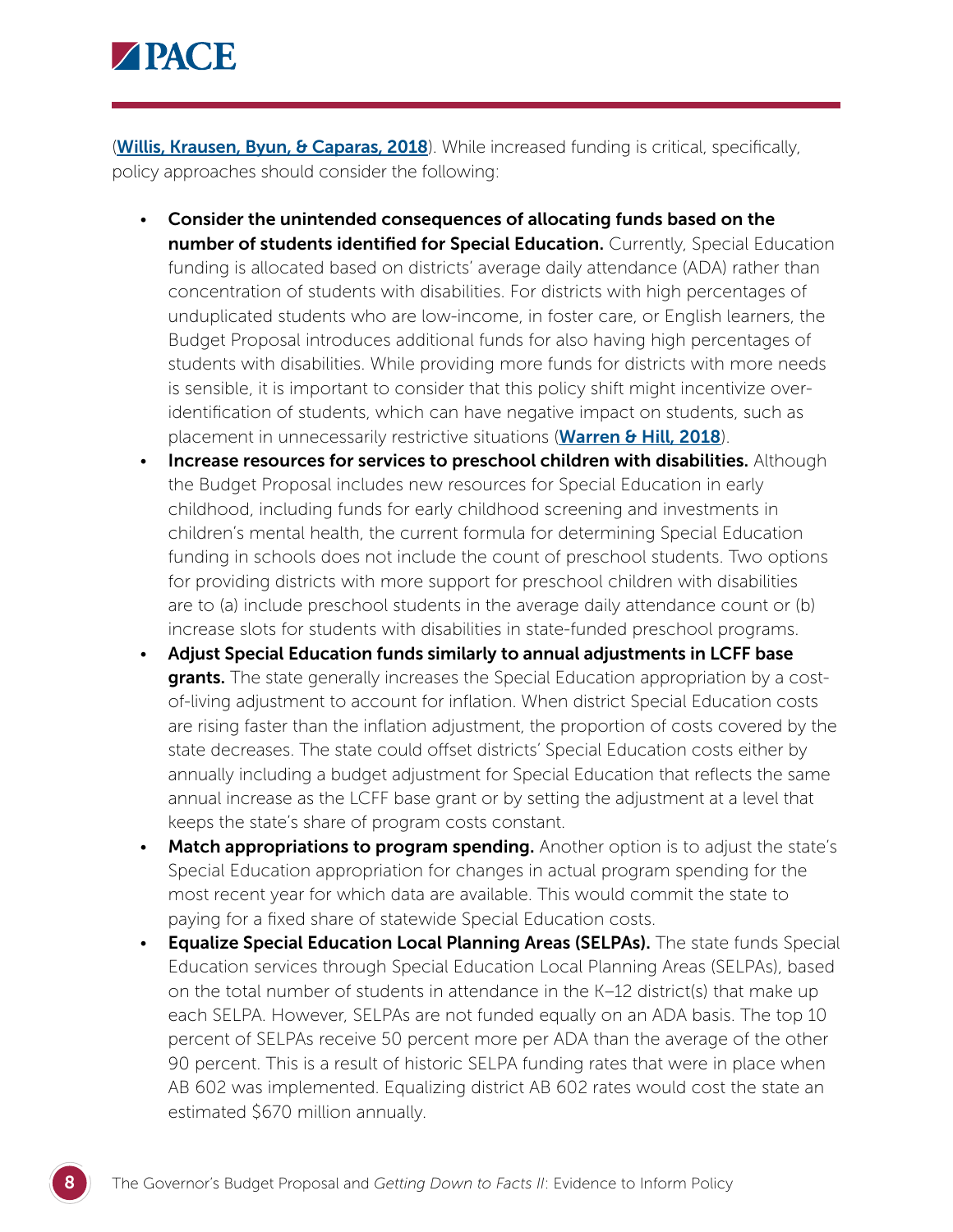(**Willis, Krausen, Byun, & Caparas, 2018**). While increased funding is critical, specifically, policy approaches should consider the following:

- **Consider the unintended consequences of allocating funds based on the number of students identified for Special Education.** Currently, Special Education funding is allocated based on districts' average daily attendance (ADA) rather than concentration of students with disabilities. For districts with high percentages of unduplicated students who are low-income, in foster care, or English learners, the Budget Proposal introduces additional funds for also having high percentages of students with disabilities. While providing more funds for districts with more needs is sensible, it is important to consider that this policy shift might incentivize over-identification of students, which can have negative impact on students, such as placement in unnecessarily restrictive situations (**Warren & Hill, 2018**).
- **Increase resources for services to preschool children with disabilities.** Although the Budget Proposal includes new resources for Special Education in early childhood, including funds for early childhood screening and investments in children's mental health, the current formula for determining Special Education funding in schools does not include the count of preschool students. Two options for providing districts with more support for preschool children with disabilities are to (a) include preschool students in the average daily attendance count or (b) increase slots for students with disabilities in state-funded preschool programs.
- **Adjust Special Education funds similarly to annual adjustments in LCFF base grants.** The state generally increases the Special Education appropriation by a cost-of-living adjustment to account for inflation. When district Special Education costs are rising faster than the inflation adjustment, the proportion of costs covered by the state decreases. The state could offset districts' Special Education costs either by annually including a budget adjustment for Special Education that reflects the same annual increase as the LCFF base grant or by setting the adjustment at a level that keeps the state's share of program costs constant.
- **Match appropriations to program spending.** Another option is to adjust the state's Special Education appropriation for changes in actual program spending for the most recent year for which data are available. This would commit the state to paying for a fixed share of statewide Special Education costs.
- **Equalize Special Education Local Planning Areas (SELPAs).** The state funds Special Education services through Special Education Local Planning Areas (SELPAs), based on the total number of students in attendance in the K–12 district(s) that make up each SELPA. However, SELPAs are not funded equally on an ADA basis. The top 10 percent of SELPAs receive 50 percent more per ADA than the average of the other 90 percent. This is a result of historic SELPA funding rates that were in place when AB 602 was implemented. Equalizing district AB 602 rates would cost the state an estimated $670 million annually.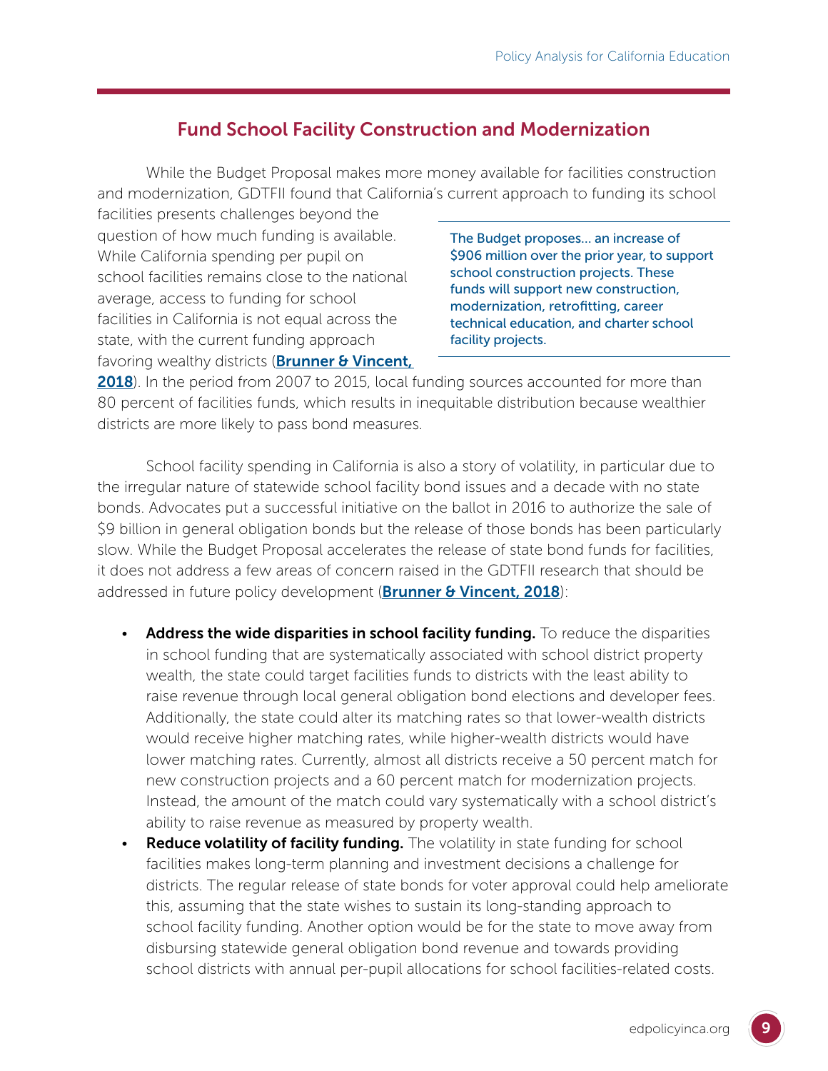## Fund School Facility Construction and Modernization

While the Budget Proposal makes more money available for facilities construction and modernization, GDTFII found that California's current approach to funding its school facilities presents challenges beyond the question of how much funding is available. While California spending per pupil on school facilities remains close to the national average, access to funding for school facilities in California is not equal across the state, with the current funding approach favoring wealthy districts (**Brunner & Vincent, 2018**). In the period from 2007 to 2015, local funding sources accounted for more than 80 percent of facilities funds, which results in inequitable distribution because wealthier districts are more likely to pass bond measures.

> The Budget proposes... an increase of $906 million over the prior year, to support school construction projects. These funds will support new construction, modernization, retrofitting, career technical education, and charter school facility projects.

School facility spending in California is also a story of volatility, in particular due to the irregular nature of statewide school facility bond issues and a decade with no state bonds. Advocates put a successful initiative on the ballot in 2016 to authorize the sale of $9 billion in general obligation bonds but the release of those bonds has been particularly slow. While the Budget Proposal accelerates the release of state bond funds for facilities, it does not address a few areas of concern raised in the GDTFII research that should be addressed in future policy development (**Brunner & Vincent, 2018**):

- **Address the wide disparities in school facility funding.** To reduce the disparities in school funding that are systematically associated with school district property wealth, the state could target facilities funds to districts with the least ability to raise revenue through local general obligation bond elections and developer fees. Additionally, the state could alter its matching rates so that lower-wealth districts would receive higher matching rates, while higher-wealth districts would have lower matching rates. Currently, almost all districts receive a 50 percent match for new construction projects and a 60 percent match for modernization projects. Instead, the amount of the match could vary systematically with a school district's ability to raise revenue as measured by property wealth.
- **Reduce volatility of facility funding.** The volatility in state funding for school facilities makes long-term planning and investment decisions a challenge for districts. The regular release of state bonds for voter approval could help ameliorate this, assuming that the state wishes to sustain its long-standing approach to school facility funding. Another option would be for the state to move away from disbursing statewide general obligation bond revenue and towards providing school districts with annual per-pupil allocations for school facilities-related costs.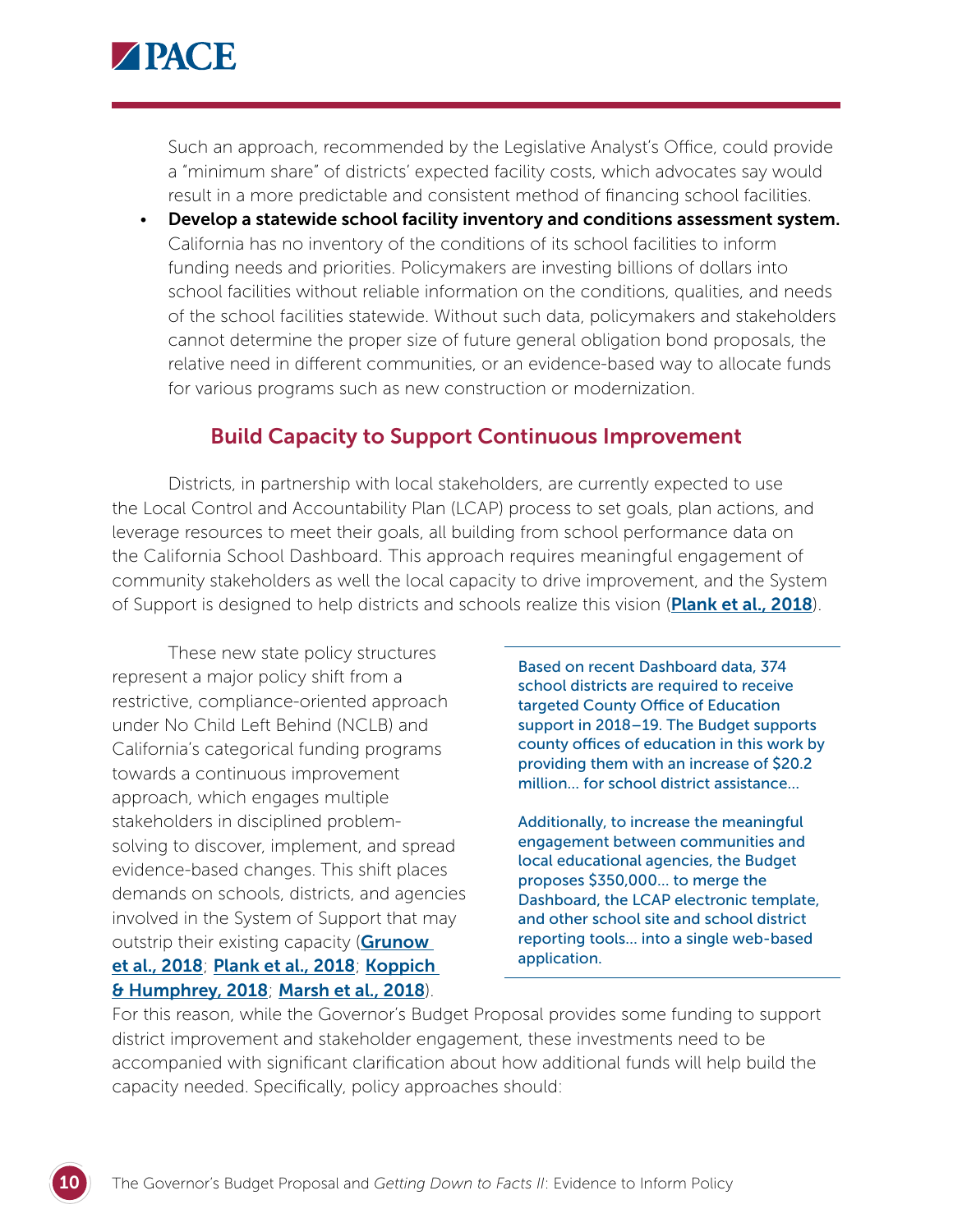Such an approach, recommended by the Legislative Analyst's Office, could provide a "minimum share" of districts' expected facility costs, which advocates say would result in a more predictable and consistent method of financing school facilities.

- **Develop a statewide school facility inventory and conditions assessment system.** California has no inventory of the conditions of its school facilities to inform funding needs and priorities. Policymakers are investing billions of dollars into school facilities without reliable information on the conditions, qualities, and needs of the school facilities statewide. Without such data, policymakers and stakeholders cannot determine the proper size of future general obligation bond proposals, the relative need in different communities, or an evidence-based way to allocate funds for various programs such as new construction or modernization.

## Build Capacity to Support Continuous Improvement

Districts, in partnership with local stakeholders, are currently expected to use the Local Control and Accountability Plan (LCAP) process to set goals, plan actions, and leverage resources to meet their goals, all building from school performance data on the California School Dashboard. This approach requires meaningful engagement of community stakeholders as well the local capacity to drive improvement, and the System of Support is designed to help districts and schools realize this vision (**Plank et al., 2018**).

These new state policy structures represent a major policy shift from a restrictive, compliance-oriented approach under No Child Left Behind (NCLB) and California's categorical funding programs towards a continuous improvement approach, which engages multiple stakeholders in disciplined problem-solving to discover, implement, and spread evidence-based changes. This shift places demands on schools, districts, and agencies involved in the System of Support that may outstrip their existing capacity (**Grunow et al., 2018**; **Plank et al., 2018**; **Koppich & Humphrey, 2018**; **Marsh et al., 2018**). For this reason, while the Governor's Budget Proposal provides some funding to support district improvement and stakeholder engagement, these investments need to be accompanied with significant clarification about how additional funds will help build the capacity needed. Specifically, policy approaches should:

> Based on recent Dashboard data, 374 school districts are required to receive targeted County Office of Education support in 2018–19. The Budget supports county offices of education in this work by providing them with an increase of $20.2 million... for school district assistance...
>
> Additionally, to increase the meaningful engagement between communities and local educational agencies, the Budget proposes $350,000... to merge the Dashboard, the LCAP electronic template, and other school site and school district reporting tools... into a single web-based application.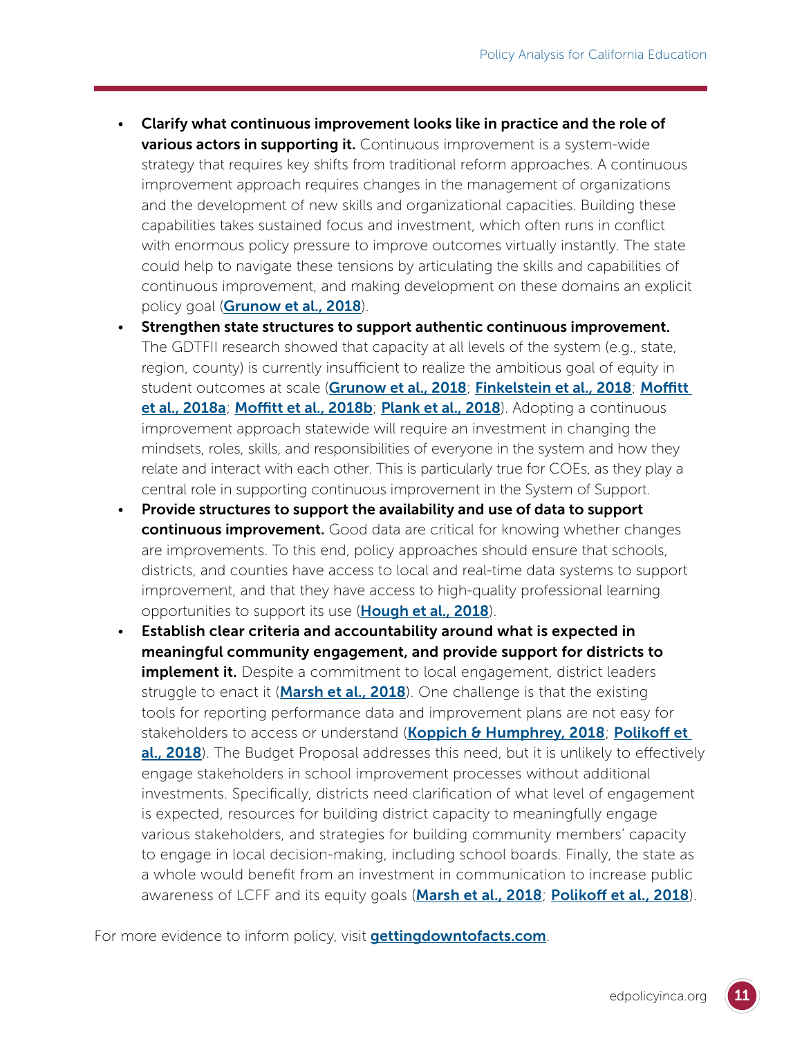- **Clarify what continuous improvement looks like in practice and the role of various actors in supporting it.** Continuous improvement is a system-wide strategy that requires key shifts from traditional reform approaches. A continuous improvement approach requires changes in the management of organizations and the development of new skills and organizational capacities. Building these capabilities takes sustained focus and investment, which often runs in conflict with enormous policy pressure to improve outcomes virtually instantly. The state could help to navigate these tensions by articulating the skills and capabilities of continuous improvement, and making development on these domains an explicit policy goal (**Grunow et al., 2018**).
- **Strengthen state structures to support authentic continuous improvement.** The GDTFII research showed that capacity at all levels of the system (e.g., state, region, county) is currently insufficient to realize the ambitious goal of equity in student outcomes at scale (**Grunow et al., 2018**; **Finkelstein et al., 2018**; **Moffitt et al., 2018a**; **Moffitt et al., 2018b**; **Plank et al., 2018**). Adopting a continuous improvement approach statewide will require an investment in changing the mindsets, roles, skills, and responsibilities of everyone in the system and how they relate and interact with each other. This is particularly true for COEs, as they play a central role in supporting continuous improvement in the System of Support.
- **Provide structures to support the availability and use of data to support continuous improvement.** Good data are critical for knowing whether changes are improvements. To this end, policy approaches should ensure that schools, districts, and counties have access to local and real-time data systems to support improvement, and that they have access to high-quality professional learning opportunities to support its use (**Hough et al., 2018**).
- **Establish clear criteria and accountability around what is expected in meaningful community engagement, and provide support for districts to implement it.** Despite a commitment to local engagement, district leaders struggle to enact it (**Marsh et al., 2018**). One challenge is that the existing tools for reporting performance data and improvement plans are not easy for stakeholders to access or understand (**Koppich & Humphrey, 2018**; **Polikoff et al., 2018**). The Budget Proposal addresses this need, but it is unlikely to effectively engage stakeholders in school improvement processes without additional investments. Specifically, districts need clarification of what level of engagement is expected, resources for building district capacity to meaningfully engage various stakeholders, and strategies for building community members' capacity to engage in local decision-making, including school boards. Finally, the state as a whole would benefit from an investment in communication to increase public awareness of LCFF and its equity goals (**Marsh et al., 2018**; **Polikoff et al., 2018**).

For more evidence to inform policy, visit **gettingdowntofacts.com**.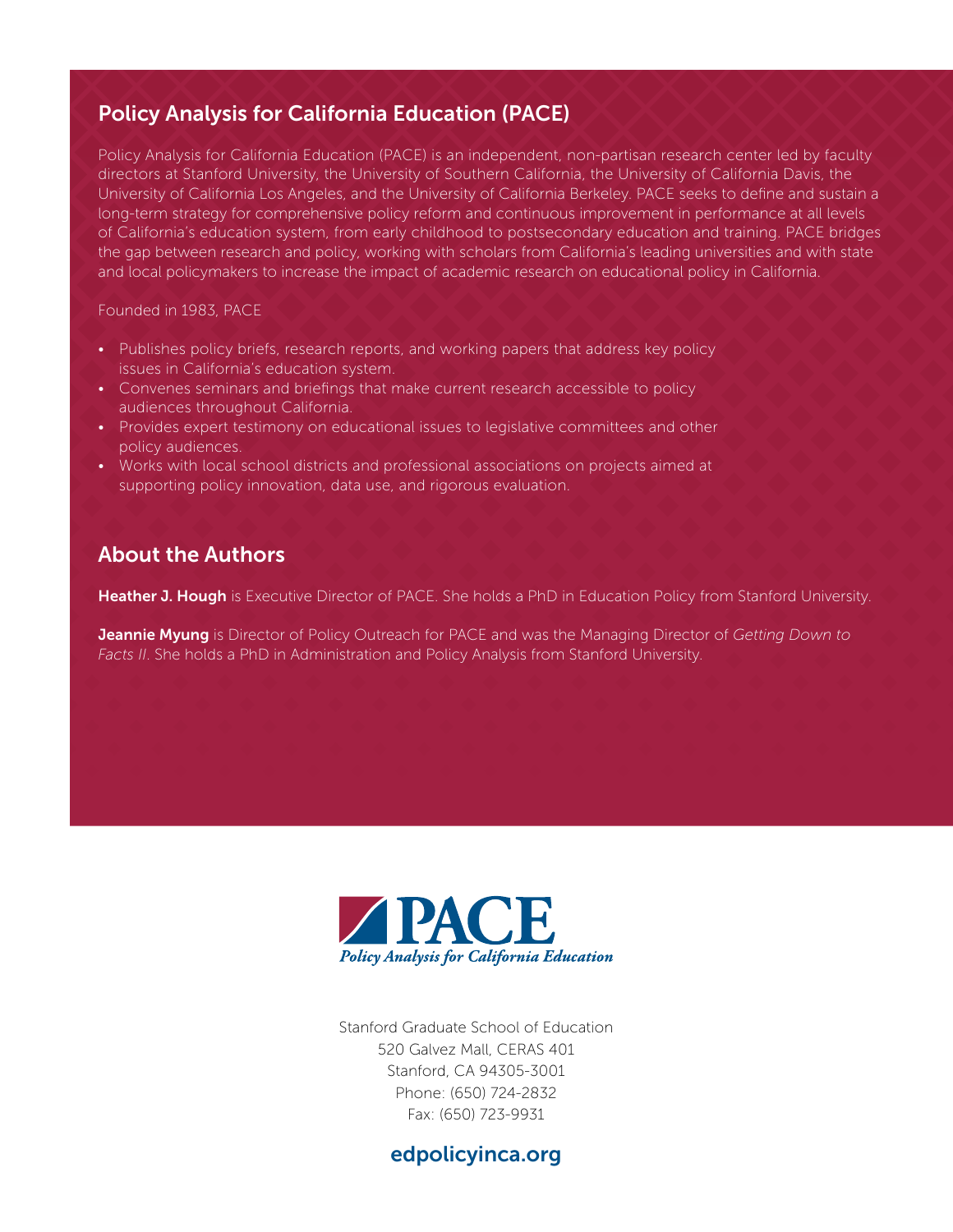## Policy Analysis for California Education (PACE)

Policy Analysis for California Education (PACE) is an independent, non-partisan research center led by faculty directors at Stanford University, the University of Southern California, the University of California Davis, the University of California Los Angeles, and the University of California Berkeley. PACE seeks to define and sustain a long-term strategy for comprehensive policy reform and continuous improvement in performance at all levels of California's education system, from early childhood to postsecondary education and training. PACE bridges the gap between research and policy, working with scholars from California's leading universities and with state and local policymakers to increase the impact of academic research on educational policy in California.

Founded in 1983, PACE

- Publishes policy briefs, research reports, and working papers that address key policy issues in California's education system.
- Convenes seminars and briefings that make current research accessible to policy audiences throughout California.
- Provides expert testimony on educational issues to legislative committees and other policy audiences.
- Works with local school districts and professional associations on projects aimed at supporting policy innovation, data use, and rigorous evaluation.

## About the Authors

**Heather J. Hough** is Executive Director of PACE. She holds a PhD in Education Policy from Stanford University.

**Jeannie Myung** is Director of Policy Outreach for PACE and was the Managing Director of *Getting Down to Facts II*. She holds a PhD in Administration and Policy Analysis from Stanford University.

PACE
*Policy Analysis for California Education*

Stanford Graduate School of Education
520 Galvez Mall, CERAS 401
Stanford, CA 94305-3001
Phone: (650) 724-2832
Fax: (650) 723-9931

**edpolicyinca.org**